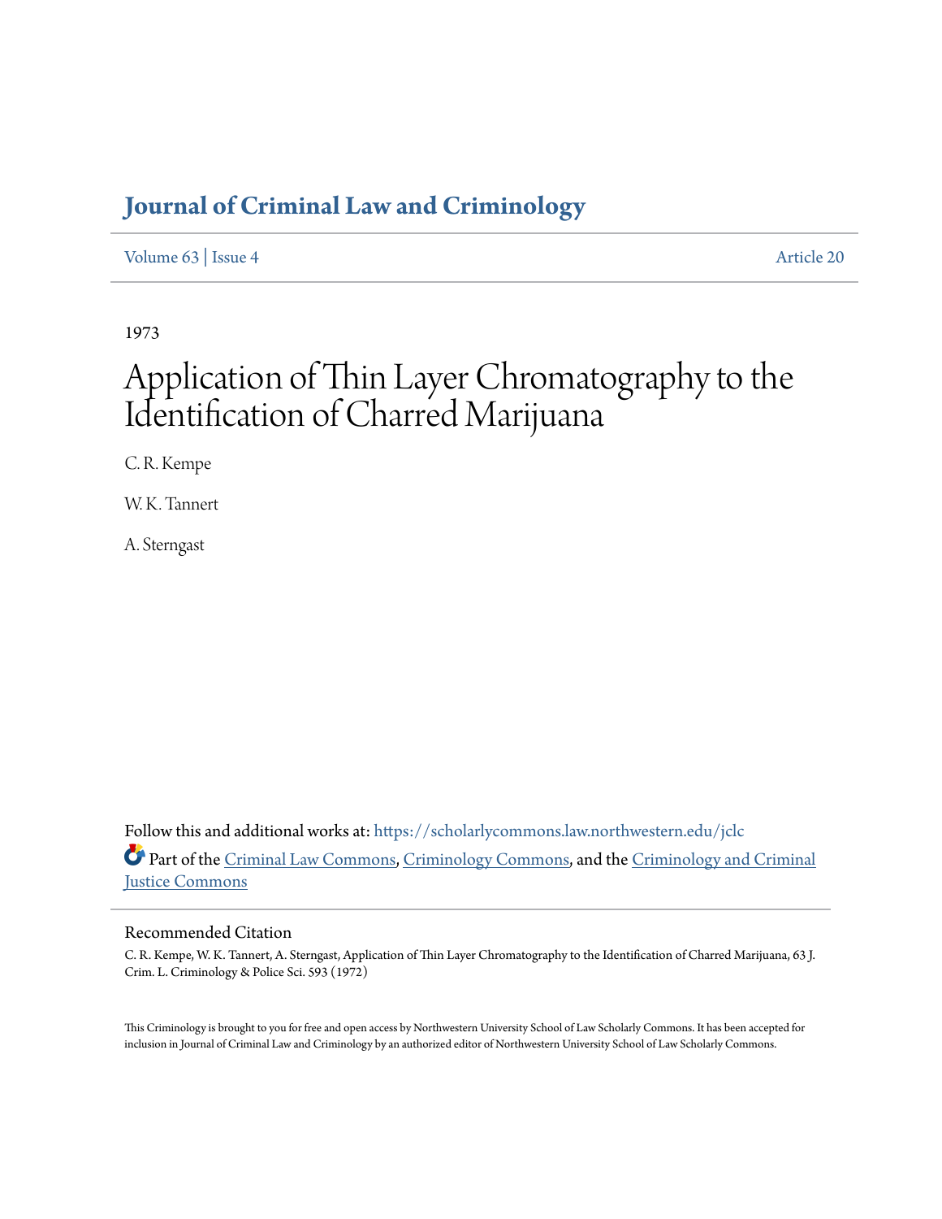# Journal of Criminal Law and Criminology

Volume 63 | Issue 4 Article 20

1973

# Application of Thin Layer Chromatography to the Identification of Charred Marijuana

C. R. Kempe

W. K. Tannert

A. Sterngast

Follow this and additional works at: https://scholarlycommons.law.northwestern.edu/jclc

Part of the Criminal Law Commons, Criminology Commons, and the Criminology and Criminal Justice Commons

## Recommended Citation

C. R. Kempe, W. K. Tannert, A. Sterngast, Application of Thin Layer Chromatography to the Identification of Charred Marijuana, 63 J. Crim. L. Criminology & Police Sci. 593 (1972)

This Criminology is brought to you for free and open access by Northwestern University School of Law Scholarly Commons. It has been accepted for inclusion in Journal of Criminal Law and Criminology by an authorized editor of Northwestern University School of Law Scholarly Commons.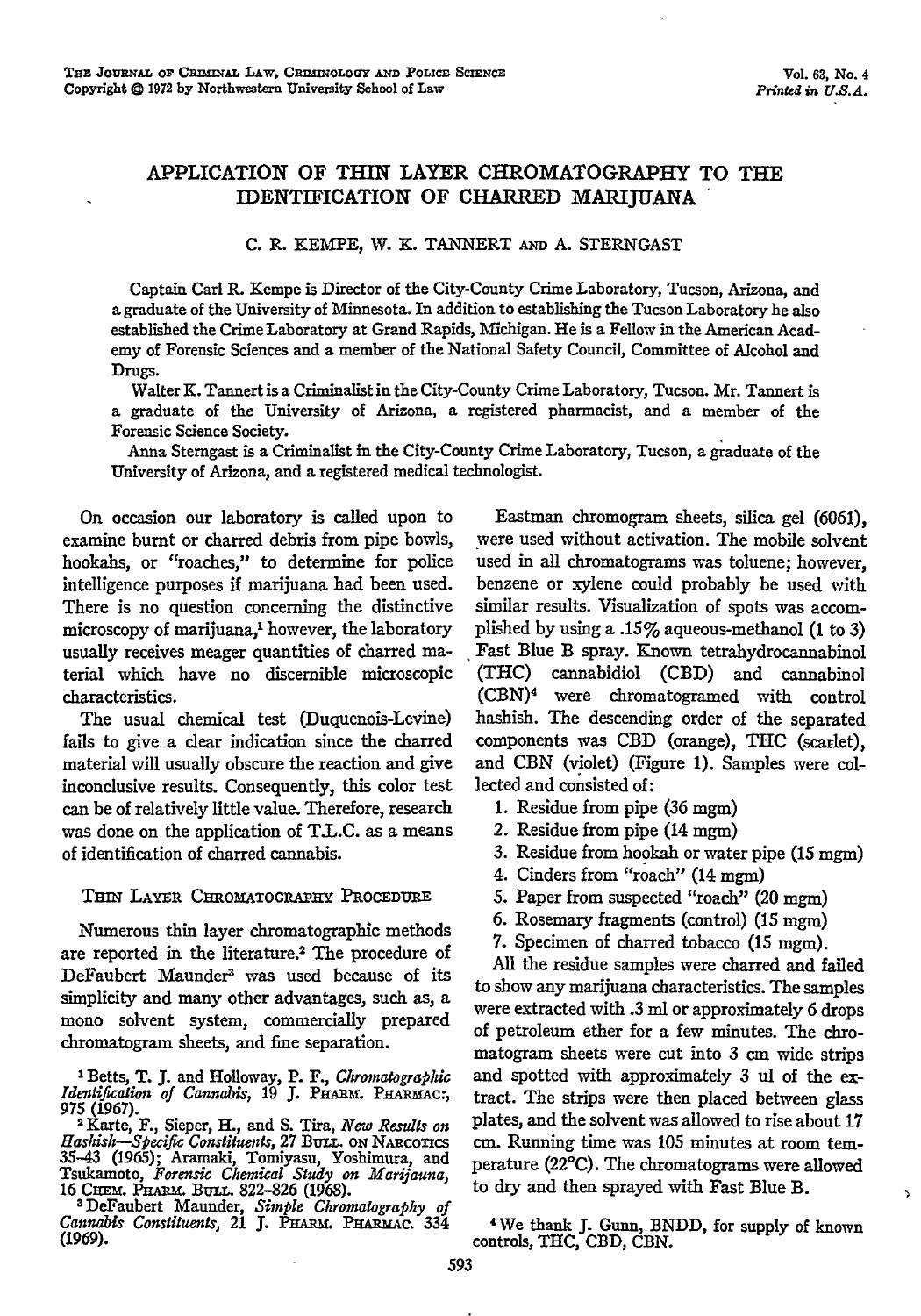# APPLICATION OF THIN LAYER CHROMATOGRAPHY TO THE IDENTIFICATION OF CHARRED MARIJUANA

C. R. KEMPE, W. K. TANNERT AND A. STERNGAST

Captain Carl R. Kempe is Director of the City-County Crime Laboratory, Tucson, Arizona, and a graduate of the University of Minnesota. In addition to establishing the Tucson Laboratory he also established the Crime Laboratory at Grand Rapids, Michigan. He is a Fellow in the American Academy of Forensic Sciences and a member of the National Safety Council, Committee of Alcohol and Drugs.

Walter K. Tannert is a Criminalist in the City-County Crime Laboratory, Tucson. Mr. Tannert is a graduate of the University of Arizona, a registered pharmacist, and a member of the Forensic Science Society.

Anna Sterngast is a Criminalist in the City-County Crime Laboratory, Tucson, a graduate of the University of Arizona, and a registered medical technologist.

On occasion our laboratory is called upon to examine burnt or charred debris from pipe bowls, hookahs, or "roaches," to determine for police intelligence purposes if marijuana had been used. There is no question concerning the distinctive microscopy of marijuana,[1] however, the laboratory usually receives meager quantities of charred material which have no discernible microscopic characteristics.

The usual chemical test (Duquenois-Levine) fails to give a clear indication since the charred material will usually obscure the reaction and give inconclusive results. Consequently, this color test can be of relatively little value. Therefore, research was done on the application of T.L.C. as a means of identification of charred cannabis.

## THIN LAYER CHROMATOGRAPHY PROCEDURE

Numerous thin layer chromatographic methods are reported in the literature.[2] The procedure of DeFaubert Maunder[3] was used because of its simplicity and many other advantages, such as, a mono solvent system, commercially prepared chromatogram sheets, and fine separation.

Eastman chromogram sheets, silica gel (6061), were used without activation. The mobile solvent used in all chromatograms was toluene; however, benzene or xylene could probably be used with similar results. Visualization of spots was accomplished by using a .15% aqueous-methanol (1 to 3) Fast Blue B spray. Known tetrahydrocannabinol (THC) cannabidiol (CBD) and cannabinol (CBN)[4] were chromatogramed with control hashish. The descending order of the separated components was CBD (orange), THC (scarlet), and CBN (violet) (Figure 1). Samples were collected and consisted of:

1. Residue from pipe (36 mgm)
2. Residue from pipe (14 mgm)
3. Residue from hookah or water pipe (15 mgm)
4. Cinders from "roach" (14 mgm)
5. Paper from suspected "roach" (20 mgm)
6. Rosemary fragments (control) (15 mgm)
7. Specimen of charred tobacco (15 mgm).

All the residue samples were charred and failed to show any marijuana characteristics. The samples were extracted with .3 ml or approximately 6 drops of petroleum ether for a few minutes. The chromatogram sheets were cut into 3 cm wide strips and spotted with approximately 3 ul of the extract. The strips were then placed between glass plates, and the solvent was allowed to rise about 17 cm. Running time was 105 minutes at room temperature (22°C). The chromatograms were allowed to dry and then sprayed with Fast Blue B.

---

[1] Betts, T. J. and Holloway, P. F., *Chromatographic Identification of Cannabis*, 19 J. PHARM. PHARMAC., 975 (1967).

[2] Karte, F., Sieper, H., and S. Tira, *New Results on Hashish—Specific Constituents*, 27 BULL. ON NARCOTICS 35–43 (1965); Aramaki, Tomiyasu, Yoshimura, and Tsukamoto, *Forensic Chemical Study on Marijauna*, 16 CHEM. PHARM. BULL. 822–826 (1968).

[3] DeFaubert Maunder, *Simple Chromatography of Cannabis Constituents*, 21 J. PHARM. PHARMAC. 334 (1969).

[4] We thank J. Gunn, BNDD, for supply of known controls, THC, CBD, CBN.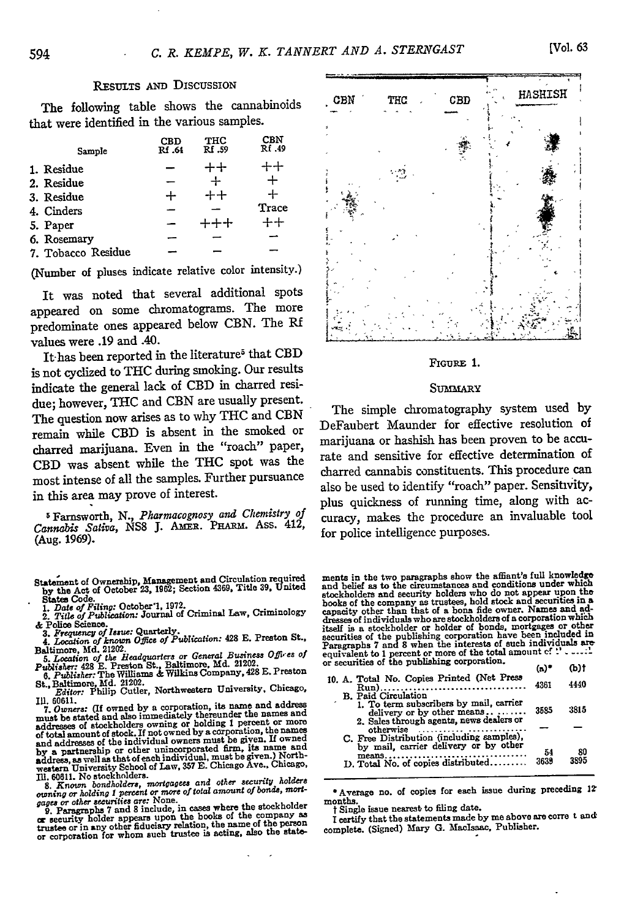## Results and Discussion

The following table shows the cannabinoids that were identified in the various samples.

| Sample | CBD Rf .64 | THC Rf .59 | CBN Rf .49 |
|---|---|---|---|
| 1. Residue | – | ++ | ++ |
| 2. Residue | – | + | + |
| 3. Residue | + | ++ | + |
| 4. Cinders | – | – | Trace |
| 5. Paper | – | +++ | ++ |
| 6. Rosemary | – | – | – |
| 7. Tobacco Residue | – | – | – |

(Number of pluses indicate relative color intensity.)

It was noted that several additional spots appeared on some chromatograms. The more predominate ones appeared below CBN. The Rf values were .19 and .40.

It has been reported in the literature[5] that CBD is not cyclized to THC during smoking. Our results indicate the general lack of CBD in charred residue; however, THC and CBN are usually present. The question now arises as to why THC and CBN remain while CBD is absent in the smoked or charred marijuana. Even in the "roach" paper, CBD was absent while the THC spot was the most intense of all the samples. Further pursuance in this area may prove of interest.

[5] Farnsworth, N., *Pharmacognosy and Chemistry of Cannabis Sativa*, NS8 J. Amer. Pharm. Ass. 412, (Aug. 1969).

CBN THC CBD HASHISH

Figure 1.

## Summary

The simple chromatography system used by DeFaubert Maunder for effective resolution of marijuana or hashish has been proven to be accurate and sensitive for effective determination of charred cannabis constituents. This procedure can also be used to identify "roach" paper. Sensitivity, plus quickness of running time, along with accuracy, makes the procedure an invaluable tool for police intelligence purposes.

---

Statement of Ownership, Management and Circulation required by the Act of October 23, 1962; Section 4369, Title 39, United States Code.

1. *Date of Filing:* October 1, 1972.
2. *Title of Publication:* Journal of Criminal Law, Criminology & Police Science.
3. *Frequency of Issue:* Quarterly.
4. *Location of known Office of Publication:* 428 E. Preston St., Baltimore, Md. 21202.
5. *Location of the Headquarters or General Business Offices of Publisher:* 428 E. Preston St., Baltimore, Md. 21202.
6. *Publisher:* The Williams & Wilkins Company, 428 E. Preston St., Baltimore, Md. 21202.
   *Editor:* Philip Cutler, Northwestern University, Chicago, Ill. 60611.
7. *Owners:* (If owned by a corporation, its name and address must be stated and also immediately thereunder the names and addresses of stockholders owning or holding 1 percent or more of total amount of stock. If not owned by a corporation, the names and addresses of the individual owners must be given. If owned by a partnership or other unincorporated firm, its name and address, as well as that of each individual, must be given.) Northwestern University School of Law, 357 E. Chicago Ave., Chicago, Ill. 60611. No stockholders.
8. *Known bondholders, mortgagees and other security holders owning or holding 1 percent or more of total amount of bonds, mortgages or other securities are:* None.
9. Paragraphs 7 and 8 include, in cases where the stockholder or security holder appears upon the books of the company as trustee or in any other fiduciary relation, the name of the person or corporation for whom such trustee is acting, also the statements in the two paragraphs show the affiant's full knowledge and belief as to the circumstances and conditions under which stockholders and security holders who do not appear upon the books of the company as trustees, hold stock and securities in a capacity other than that of a bona fide owner. Names and addresses of individuals who are stockholders of a corporation which itself is a stockholder or holder of bonds, mortgages or other securities of the publishing corporation have been included in Paragraphs 7 and 8 when the interests of such individuals are equivalent to 1 percent or more of the total amount of stock or securities of the publishing corporation.

| | (a)* | (b)† |
|---|---|---|
| 10. A. Total No. Copies Printed (Net Press Run) | 4361 | 4440 |
| B. Paid Circulation | | |
| 1. To term subscribers by mail, carrier delivery or by other means | 3585 | 3815 |
| 2. Sales through agents, news dealers or otherwise | — | — |
| C. Free Distribution (including samples), by mail, carrier delivery or by other means | 54 | 80 |
| D. Total No. of copies distributed | 3639 | 3895 |

\* Average no. of copies for each issue during preceding 12 months.

† Single issue nearest to filing date.

I certify that the statements made by me above are correct and complete. (Signed) Mary G. MacIsaac, Publisher.